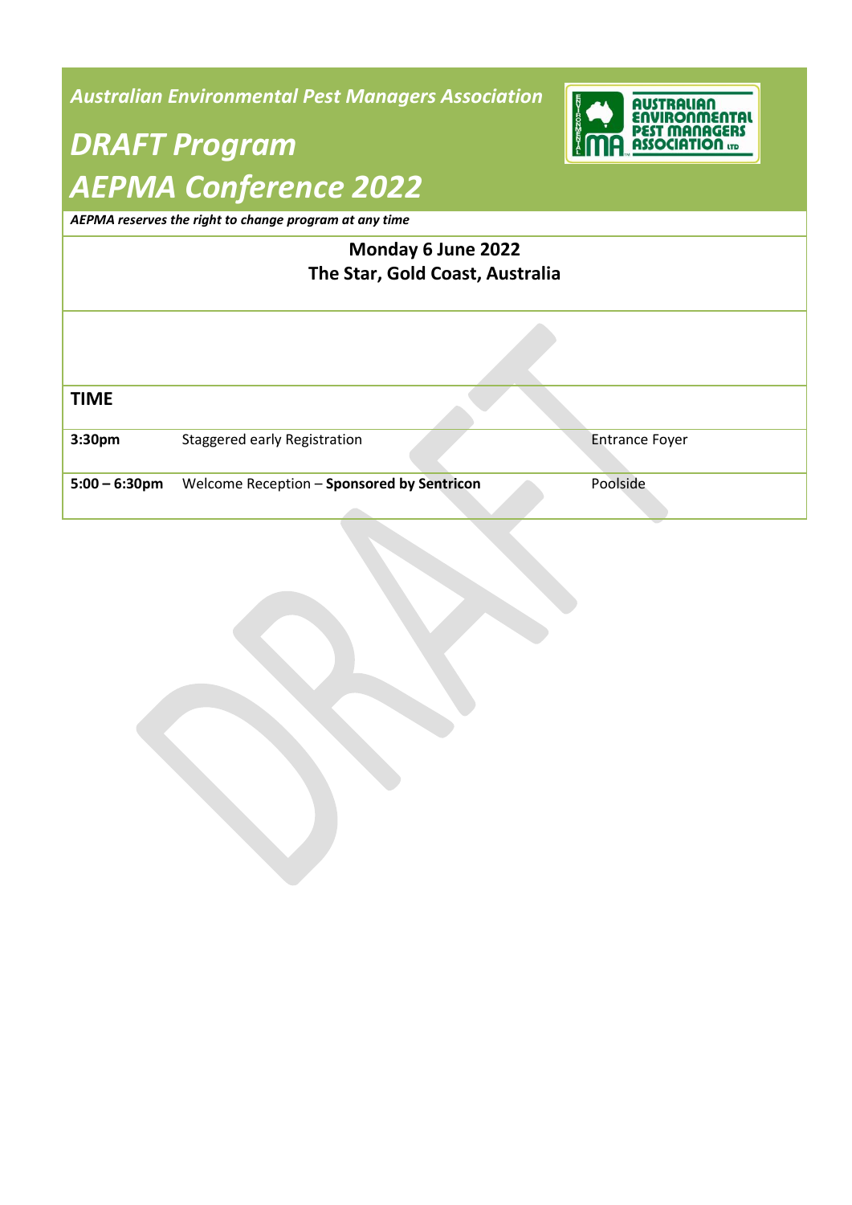*Australian Environmental Pest Managers Association*

# *DRAFT Program*
# *AEPMA Conference 2022*

***AEPMA reserves the right to change program at any time***

**Monday 6 June 2022**
**The Star, Gold Coast, Australia**

| TIME | | |
|---|---|---|
| **3:30pm** | Staggered early Registration | Entrance Foyer |
| **5:00 – 6:30pm** | Welcome Reception – **Sponsored by Sentricon** | Poolside |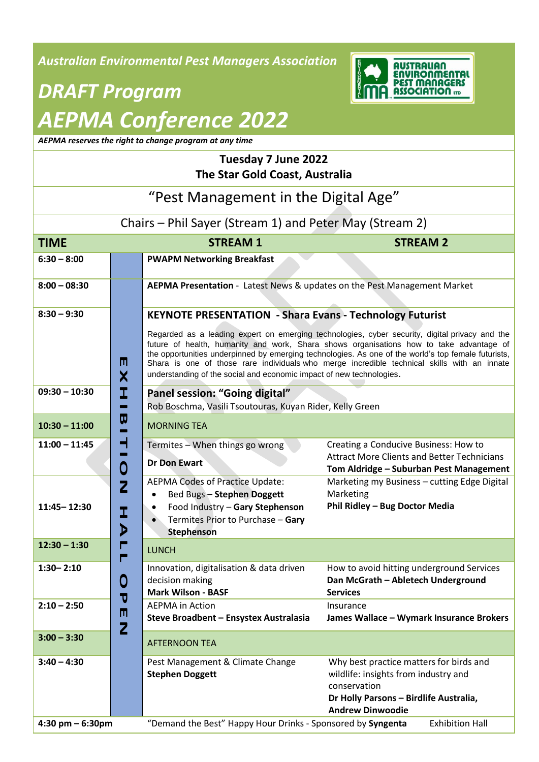*Australian Environmental Pest Managers Association*

# *DRAFT Program*
# *AEPMA Conference 2022*

***AEPMA reserves the right to change program at any time***

**Tuesday 7 June 2022**
**The Star Gold Coast, Australia**

"Pest Management in the Digital Age"

Chairs – Phil Sayer (Stream 1) and Peter May (Stream 2)

| TIME | | STREAM 1 | STREAM 2 |
|---|---|---|---|
| 6:30 – 8:00 | | **PWAPM Networking Breakfast** | |
| 8:00 – 08:30 | EXHIBITION HALL OPEN | **AEPMA Presentation** - Latest News & updates on the Pest Management Market | |
| 8:30 – 9:30 | | **KEYNOTE PRESENTATION - Shara Evans - Technology Futurist**<br>Regarded as a leading expert on emerging technologies, cyber security, digital privacy and the future of health, humanity and work, Shara shows organisations how to take advantage of the opportunities underpinned by emerging technologies. As one of the world's top female futurists, Shara is one of those rare individuals who merge incredible technical skills with an innate understanding of the social and economic impact of new technologies. | |
| 09:30 – 10:30 | | **Panel session: "Going digital"**<br>Rob Boschma, Vasili Tsoutouras, Kuyan Rider, Kelly Green | |
| 10:30 – 11:00 | | MORNING TEA | |
| 11:00 – 11:45 | | Termites – When things go wrong<br>**Dr Don Ewart** | Creating a Conducive Business: How to Attract More Clients and Better Technicians<br>**Tom Aldridge – Suburban Pest Management** |
| 11:45– 12:30 | | AEPMA Codes of Practice Update:<br>• Bed Bugs – **Stephen Doggett**<br>• Food Industry – **Gary Stephenson**<br>• Termites Prior to Purchase – **Gary Stephenson** | Marketing my Business – cutting Edge Digital Marketing<br>**Phil Ridley – Bug Doctor Media** |
| 12:30 – 1:30 | | LUNCH | |
| 1:30– 2:10 | | Innovation, digitalisation & data driven decision making<br>**Mark Wilson - BASF** | How to avoid hitting underground Services<br>**Dan McGrath – Abletech Underground Services** |
| 2:10 – 2:50 | | AEPMA in Action<br>**Steve Broadbent – Ensystex Australasia** | Insurance<br>**James Wallace – Wymark Insurance Brokers** |
| 3:00 – 3:30 | | AFTERNOON TEA | |
| 3:40 – 4:30 | | Pest Management & Climate Change<br>**Stephen Doggett** | Why best practice matters for birds and wildlife: insights from industry and conservation<br>**Dr Holly Parsons – Birdlife Australia, Andrew Dinwoodie** |
| 4:30 pm – 6:30pm | | "Demand the Best" Happy Hour Drinks - Sponsored by **Syngenta** | Exhibition Hall |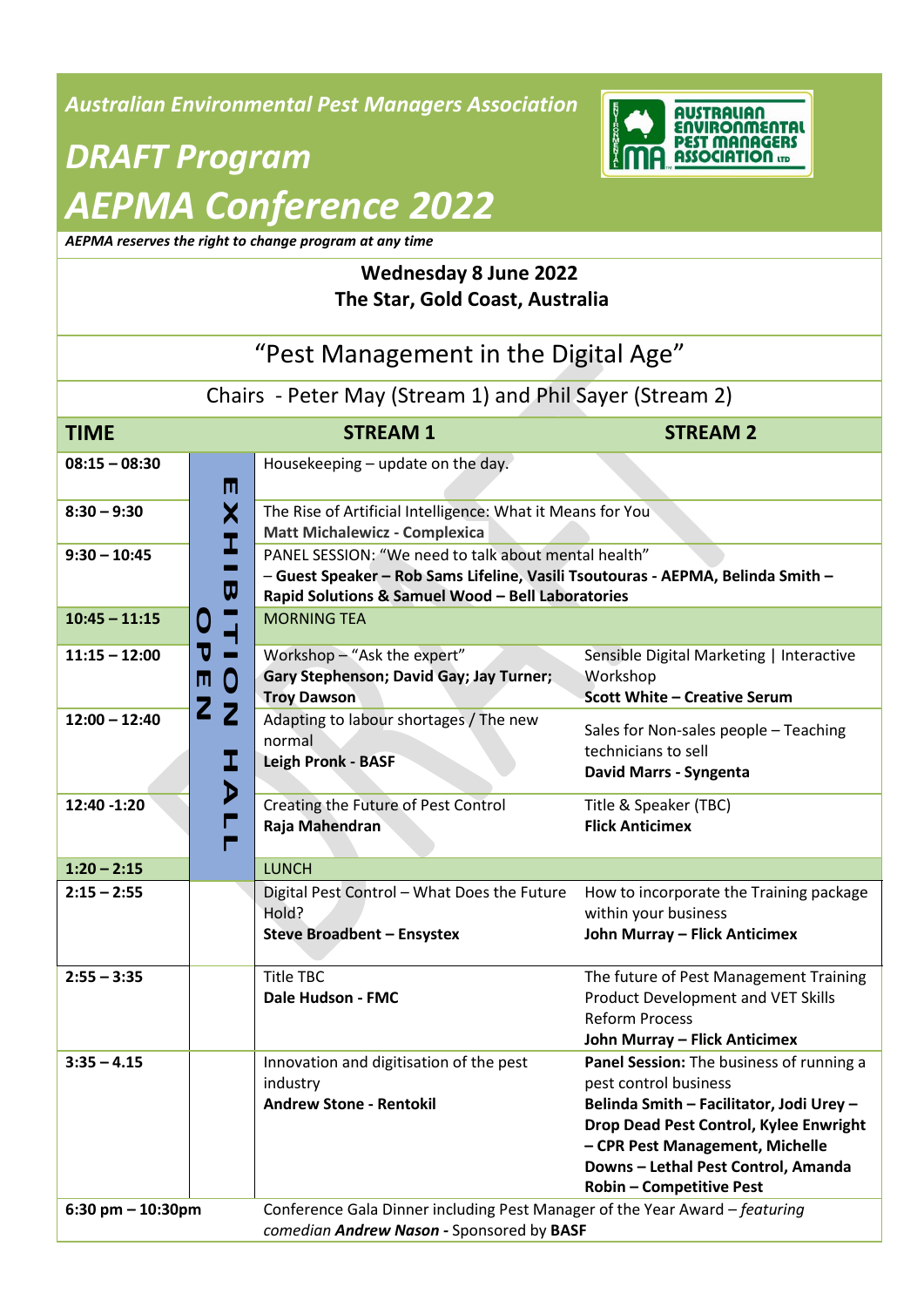*Australian Environmental Pest Managers Association*

# *DRAFT Program*
# *AEPMA Conference 2022*

***AEPMA reserves the right to change program at any time***

**Wednesday 8 June 2022**
**The Star, Gold Coast, Australia**

## "Pest Management in the Digital Age"

Chairs - Peter May (Stream 1) and Phil Sayer (Stream 2)

| TIME | | STREAM 1 | STREAM 2 |
|---|---|---|---|
| 08:15 – 08:30 | EXHIBITION HALL OPEN | Housekeeping – update on the day. | |
| 8:30 – 9:30 | | The Rise of Artificial Intelligence: What it Means for You **Matt Michalewicz - Complexica** | |
| 9:30 – 10:45 | | PANEL SESSION: "We need to talk about mental health" – **Guest Speaker – Rob Sams Lifeline, Vasili Tsoutouras - AEPMA, Belinda Smith – Rapid Solutions & Samuel Wood – Bell Laboratories** | |
| 10:45 – 11:15 | | MORNING TEA | |
| 11:15 – 12:00 | | Workshop – "Ask the expert" **Gary Stephenson; David Gay; Jay Turner; Troy Dawson** | Sensible Digital Marketing \| Interactive Workshop **Scott White – Creative Serum** |
| 12:00 – 12:40 | | Adapting to labour shortages / The new normal **Leigh Pronk - BASF** | Sales for Non-sales people – Teaching technicians to sell **David Marrs - Syngenta** |
| 12:40 -1:20 | | Creating the Future of Pest Control **Raja Mahendran** | Title & Speaker (TBC) **Flick Anticimex** |
| 1:20 – 2:15 | | LUNCH | |
| 2:15 – 2:55 | | Digital Pest Control – What Does the Future Hold? **Steve Broadbent – Ensystex** | How to incorporate the Training package within your business **John Murray – Flick Anticimex** |
| 2:55 – 3:35 | | Title TBC **Dale Hudson - FMC** | The future of Pest Management Training Product Development and VET Skills Reform Process **John Murray – Flick Anticimex** |
| 3:35 – 4.15 | | Innovation and digitisation of the pest industry **Andrew Stone - Rentokil** | **Panel Session:** The business of running a pest control business **Belinda Smith – Facilitator, Jodi Urey – Drop Dead Pest Control, Kylee Enwright – CPR Pest Management, Michelle Downs – Lethal Pest Control, Amanda Robin – Competitive Pest** |
| 6:30 pm – 10:30pm | | Conference Gala Dinner including Pest Manager of the Year Award – *featuring comedian* ***Andrew Nason*** - Sponsored by **BASF** | |